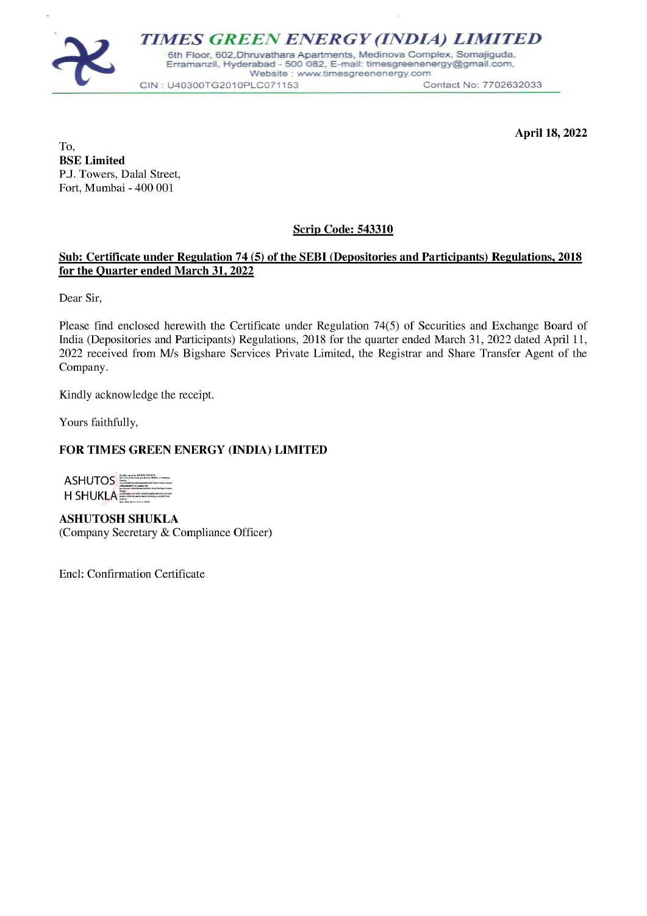# TIMES GREEN ENERGY (INDIA) LIMITED

6th Floor, 602,Dhruvathara Apartments, Medinova Complex, Somajiguda, Erramanzil, Hyderabad - 500 082, E-mail: timesgreenenergy@gmail.com, Website : www.timesgreenenergy.com

CIN : U40300TG2010PLC071153 Contact No: 7702632033

**April 18, 2022**

To,
**BSE Limited**
P.J. Towers, Dalal Street,
Fort, Mumbai - 400 001

**Scrip Code: 543310**

**Sub: Certificate under Regulation 74 (5) of the SEBI (Depositories and Participants) Regulations, 2018 for the Quarter ended March 31, 2022**

Dear Sir,

Please find enclosed herewith the Certificate under Regulation 74(5) of Securities and Exchange Board of India (Depositories and Participants) Regulations, 2018 for the quarter ended March 31, 2022 dated April 11, 2022 received from M/s Bigshare Services Private Limited, the Registrar and Share Transfer Agent of the Company.

Kindly acknowledge the receipt.

Yours faithfully,

**FOR TIMES GREEN ENERGY (INDIA) LIMITED**

ASHUTOSH SHUKLA

**ASHUTOSH SHUKLA**
(Company Secretary & Compliance Officer)

Encl: Confirmation Certificate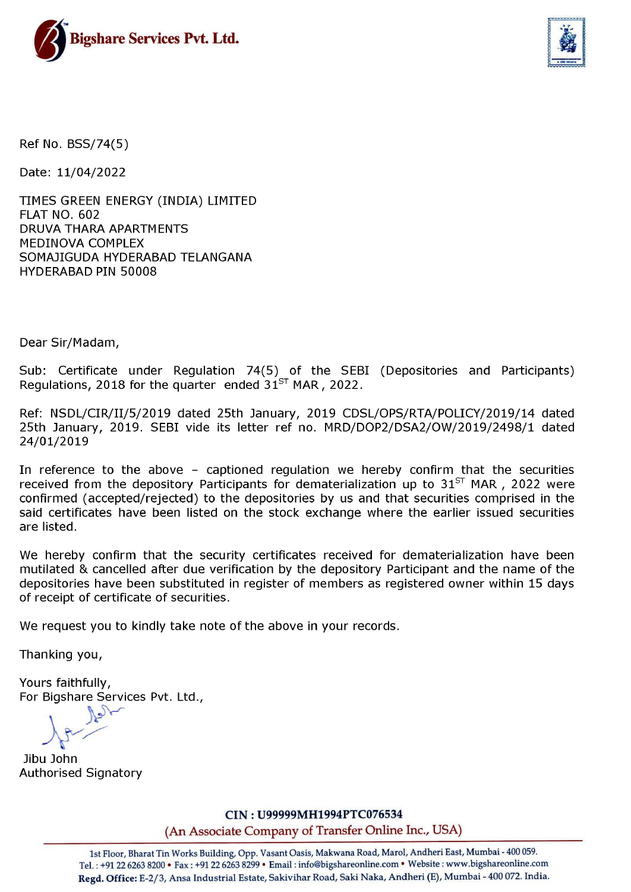**Bigshare Services Pvt. Ltd.**

Ref No. BSS/74(5)

Date: 11/04/2022

TIMES GREEN ENERGY (INDIA) LIMITED
FLAT NO. 602
DRUVA THARA APARTMENTS
MEDINOVA COMPLEX
SOMAJIGUDA HYDERABAD TELANGANA
HYDERABAD PIN 50008

Dear Sir/Madam,

Sub: Certificate under Regulation 74(5) of the SEBI (Depositories and Participants) Regulations, 2018 for the quarter ended 31ST MAR, 2022.

Ref: NSDL/CIR/II/5/2019 dated 25th January, 2019 CDSL/OPS/RTA/POLICY/2019/14 dated 25th January, 2019. SEBI vide its letter ref no. MRD/DOP2/DSA2/OW/2019/2498/1 dated 24/01/2019

In reference to the above – captioned regulation we hereby confirm that the securities received from the depository Participants for dematerialization up to 31ST MAR, 2022 were confirmed (accepted/rejected) to the depositories by us and that securities comprised in the said certificates have been listed on the stock exchange where the earlier issued securities are listed.

We hereby confirm that the security certificates received for dematerialization have been mutilated & cancelled after due verification by the depository Participant and the name of the depositories have been substituted in register of members as registered owner within 15 days of receipt of certificate of securities.

We request you to kindly take note of the above in your records.

Thanking you,

Yours faithfully,
For Bigshare Services Pvt. Ltd.,

Jibu John
Authorised Signatory

**CIN : U99999MH1994PTC076534**
(An Associate Company of Transfer Online Inc., USA)

1st Floor, Bharat Tin Works Building, Opp. Vasant Oasis, Makwana Road, Marol, Andheri East, Mumbai - 400 059.
Tel. : +91 22 6263 8200 • Fax : +91 22 6263 8299 • Email : info@bigshareonline.com • Website : www.bigshareonline.com
**Regd. Office:** E-2/3, Ansa Industrial Estate, Sakivihar Road, Saki Naka, Andheri (E), Mumbai - 400 072. India.